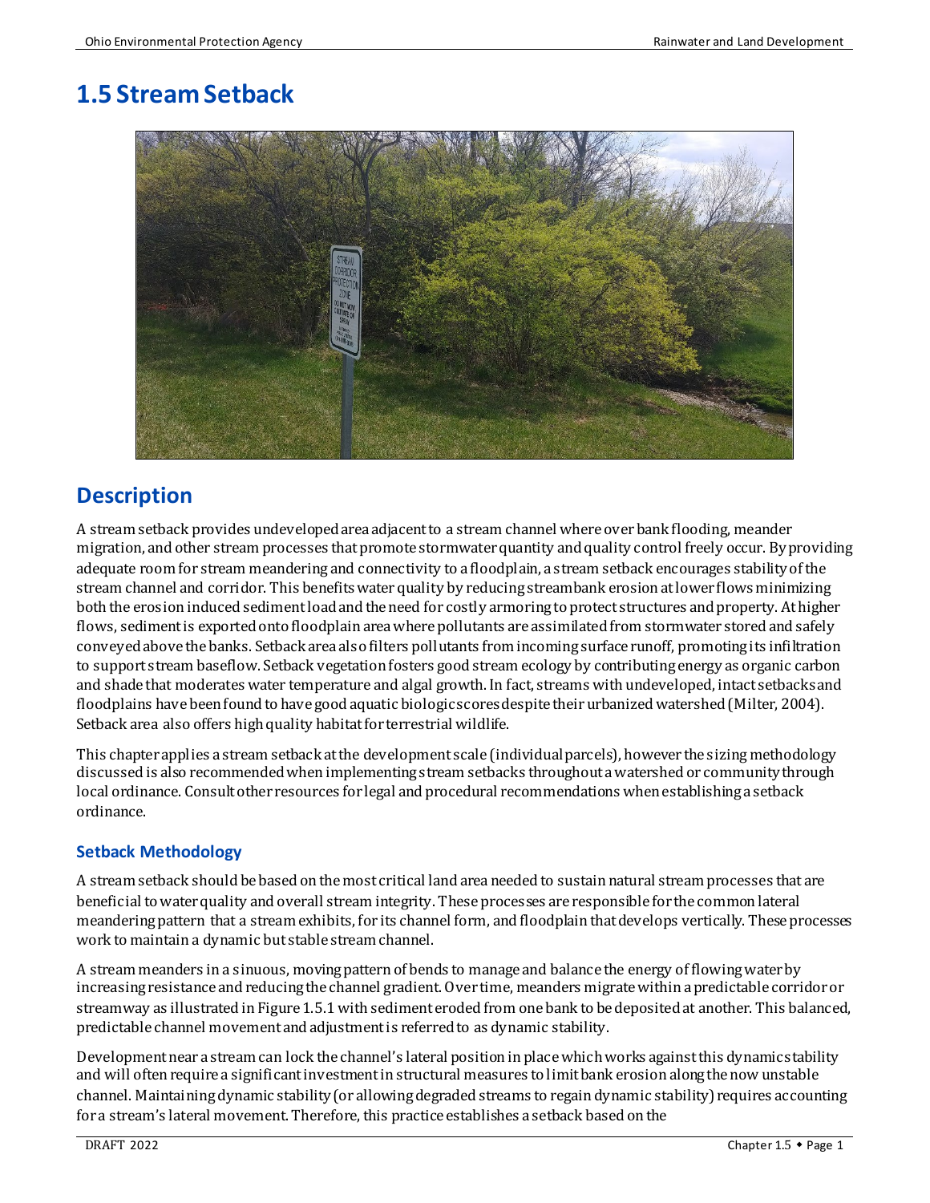# 1.5 Stream Setback

## Description

A stream setback provides undeveloped area adjacent to a stream channel where over bank flooding, meander migration, and other stream processes that promote stormwater quantity and quality control freely occur. By providing adequate room for stream meandering and connectivity to a floodplain, a stream setback encourages stability of the stream channel and corridor. This benefits water quality by reducing streambank erosion at lower flows minimizing both the erosion induced sediment load and the need for costly armoring to protect structures and property. At higher flows, sediment is exported onto floodplain area where pollutants are assimilated from stormwater stored and safely conveyed above the banks. Setback area also filters pollutants from incoming surface runoff, promoting its infiltration to support stream baseflow. Setback vegetation fosters good stream ecology by contributing energy as organic carbon and shade that moderates water temperature and algal growth. In fact, streams with undeveloped, intact setbacks and floodplains have been found to have good aquatic biologic scores despite their urbanized watershed (Milter, 2004). Setback area also offers high quality habitat for terrestrial wildlife.

This chapter applies a stream setback at the development scale (individual parcels), however the sizing methodology discussed is also recommended when implementing stream setbacks throughout a watershed or community through local ordinance. Consult other resources for legal and procedural recommendations when establishing a setback ordinance.

### Setback Methodology

A stream setback should be based on the most critical land area needed to sustain natural stream processes that are beneficial to water quality and overall stream integrity. These processes are responsible for the common lateral meandering pattern that a stream exhibits, for its channel form, and floodplain that develops vertically. These processes work to maintain a dynamic but stable stream channel.

A stream meanders in a sinuous, moving pattern of bends to manage and balance the energy of flowing water by increasing resistance and reducing the channel gradient. Over time, meanders migrate within a predictable corridor or streamway as illustrated in Figure 1.5.1 with sediment eroded from one bank to be deposited at another. This balanced, predictable channel movement and adjustment is referred to as dynamic stability.

Development near a stream can lock the channel's lateral position in place which works against this dynamics stability and will often require a significant investment in structural measures to limit bank erosion along the now unstable channel. Maintaining dynamic stability (or allowing degraded streams to regain dynamic stability) requires accounting for a stream's lateral movement. Therefore, this practice establishes a setback based on the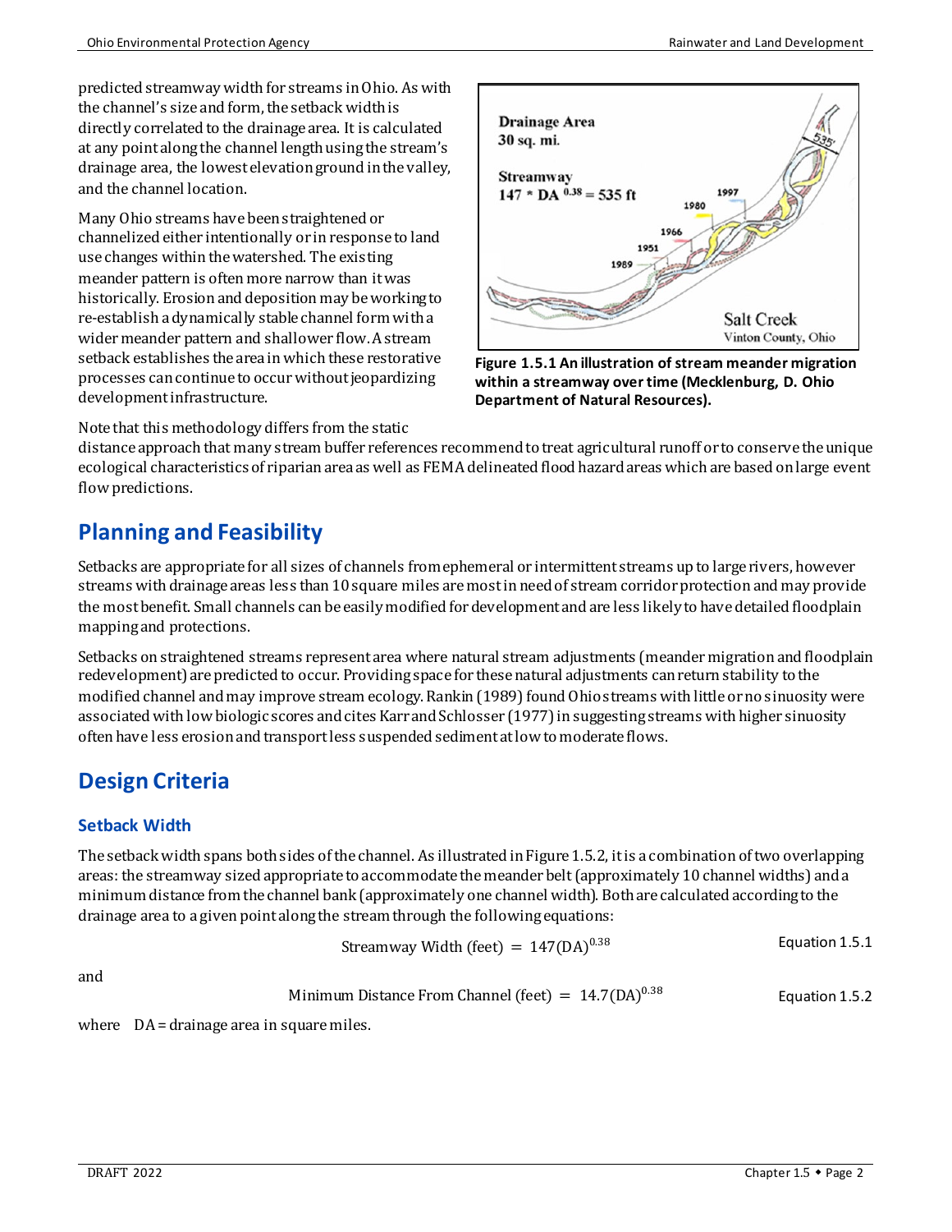predicted streamway width for streams in Ohio. As with the channel's size and form, the setback width is directly correlated to the drainage area. It is calculated at any point along the channel length using the stream's drainage area, the lowest elevation ground in the valley, and the channel location.

Many Ohio streams have been straightened or channelized either intentionally or in response to land use changes within the watershed. The existing meander pattern is often more narrow than it was historically. Erosion and deposition may be working to re-establish a dynamically stable channel form with a wider meander pattern and shallower flow. A stream setback establishes the area in which these restorative processes can continue to occur without jeopardizing development infrastructure.

**Figure 1.5.1 An illustration of stream meander migration within a streamway over time (Mecklenburg, D. Ohio Department of Natural Resources).**

Note that this methodology differs from the static distance approach that many stream buffer references recommend to treat agricultural runoff or to conserve the unique ecological characteristics of riparian area as well as FEMA delineated flood hazard areas which are based on large event flow predictions.

## Planning and Feasibility

Setbacks are appropriate for all sizes of channels from ephemeral or intermittent streams up to large rivers, however streams with drainage areas less than 10 square miles are most in need of stream corridor protection and may provide the most benefit. Small channels can be easily modified for development and are less likely to have detailed floodplain mapping and protections.

Setbacks on straightened streams represent area where natural stream adjustments (meander migration and floodplain redevelopment) are predicted to occur. Providing space for these natural adjustments can return stability to the modified channel and may improve stream ecology. Rankin (1989) found Ohio streams with little or no sinuosity were associated with low biologic scores and cites Karr and Schlosser (1977) in suggesting streams with higher sinuosity often have less erosion and transport less suspended sediment at low to moderate flows.

## Design Criteria

### Setback Width

The setback width spans both sides of the channel. As illustrated in Figure 1.5.2, it is a combination of two overlapping areas: the streamway sized appropriate to accommodate the meander belt (approximately 10 channel widths) and a minimum distance from the channel bank (approximately one channel width). Both are calculated according to the drainage area to a given point along the stream through the following equations:

$$\text{Streamway Width (feet)} = 147(\text{DA})^{0.38} \quad \text{Equation 1.5.1}$$

and

$$\text{Minimum Distance From Channel (feet)} = 14.7(\text{DA})^{0.38} \quad \text{Equation 1.5.2}$$

where DA = drainage area in square miles.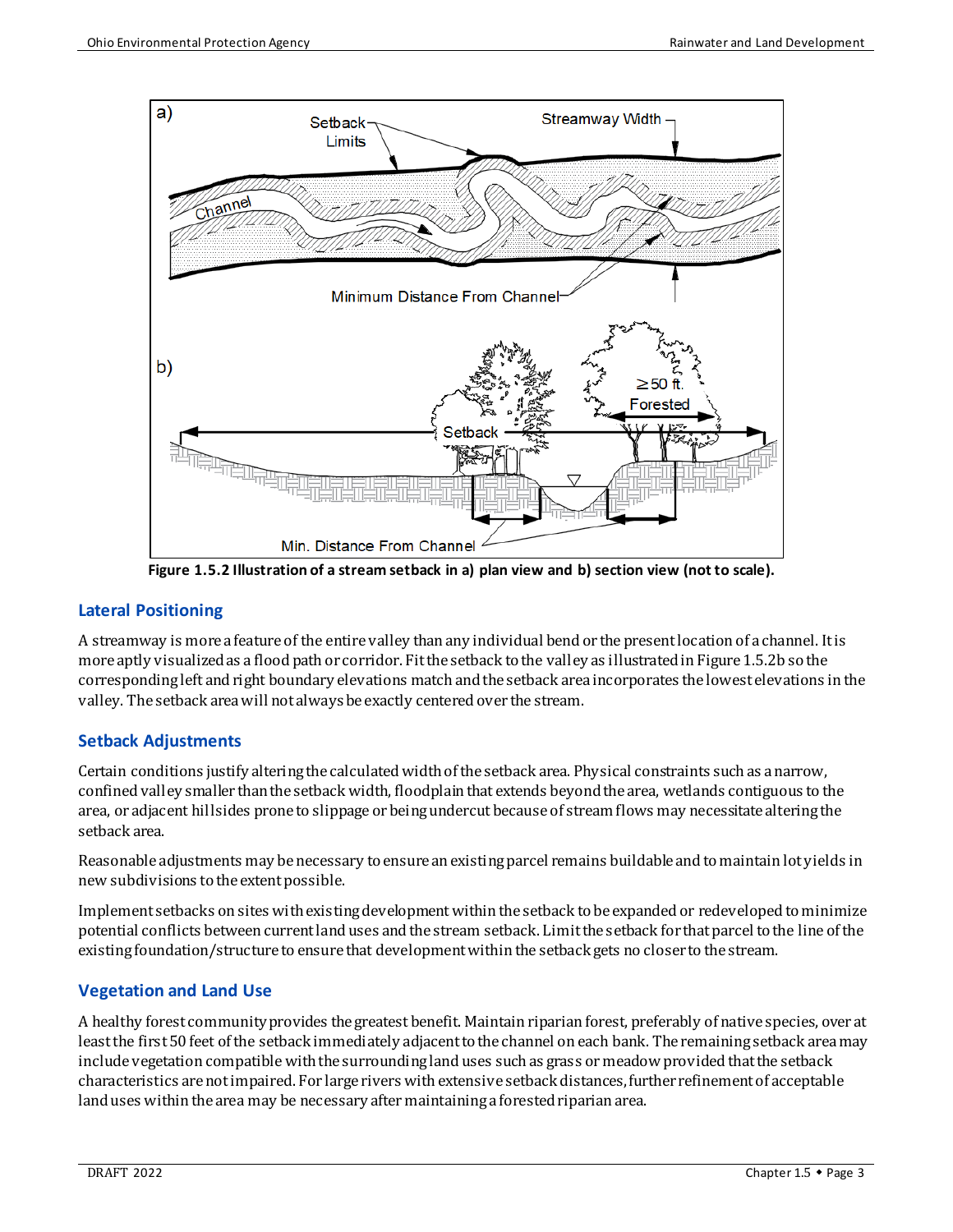Figure 1.5.2 Illustration of a stream setback in a) plan view and b) section view (not to scale).

## Lateral Positioning

A streamway is more a feature of the entire valley than any individual bend or the present location of a channel. It is more aptly visualized as a flood path or corridor. Fit the setback to the valley as illustrated in Figure 1.5.2b so the corresponding left and right boundary elevations match and the setback area incorporates the lowest elevations in the valley. The setback area will not always be exactly centered over the stream.

## Setback Adjustments

Certain conditions justify altering the calculated width of the setback area. Physical constraints such as a narrow, confined valley smaller than the setback width, floodplain that extends beyond the area, wetlands contiguous to the area, or adjacent hillsides prone to slippage or being undercut because of stream flows may necessitate altering the setback area.

Reasonable adjustments may be necessary to ensure an existing parcel remains buildable and to maintain lot yields in new subdivisions to the extent possible.

Implement setbacks on sites with existing development within the setback to be expanded or redeveloped to minimize potential conflicts between current land uses and the stream setback. Limit the setback for that parcel to the line of the existing foundation/structure to ensure that development within the setback gets no closer to the stream.

## Vegetation and Land Use

A healthy forest community provides the greatest benefit. Maintain riparian forest, preferably of native species, over at least the first 50 feet of the setback immediately adjacent to the channel on each bank. The remaining setback area may include vegetation compatible with the surrounding land uses such as grass or meadow provided that the setback characteristics are not impaired. For large rivers with extensive setback distances, further refinement of acceptable land uses within the area may be necessary after maintaining a forested riparian area.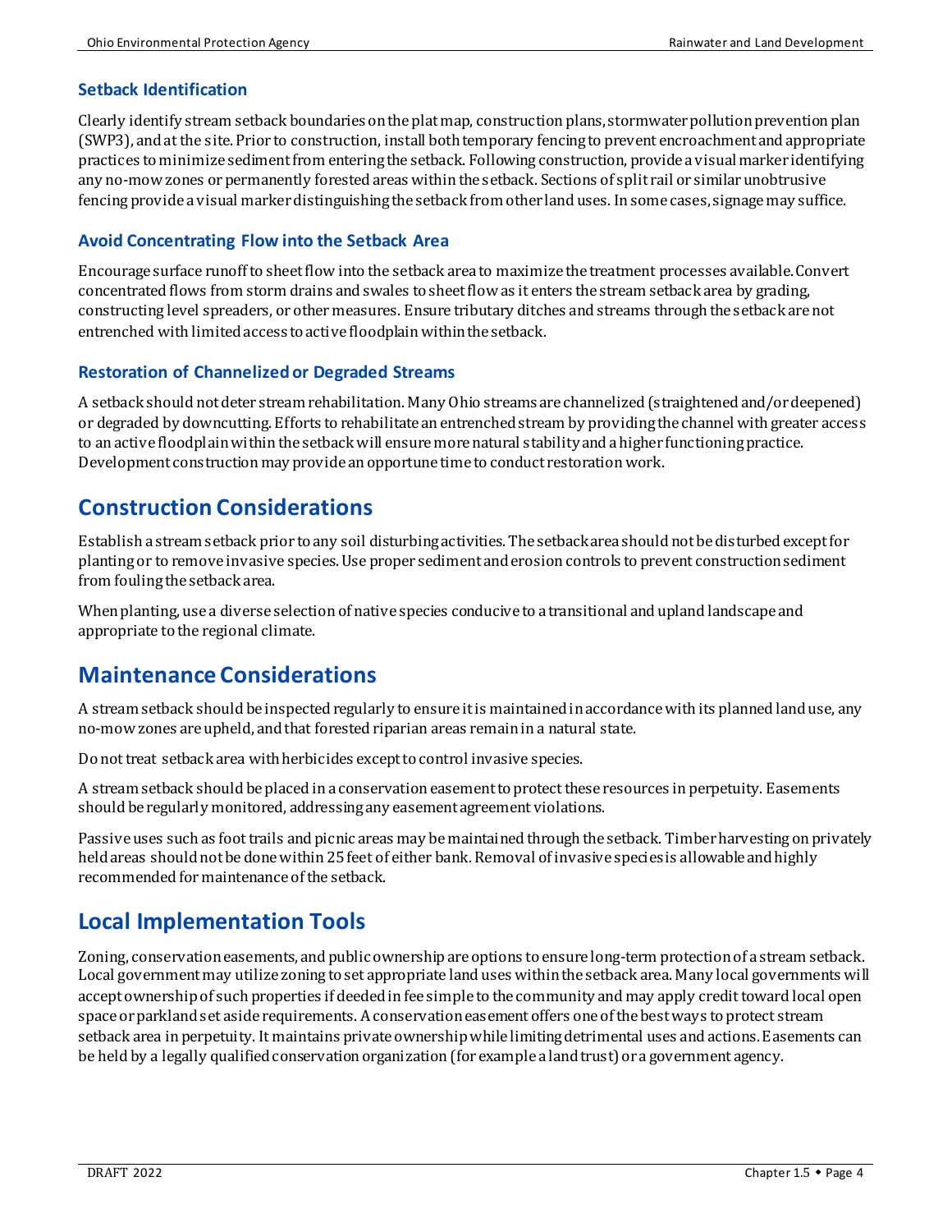### Setback Identification

Clearly identify stream setback boundaries on the plat map, construction plans, stormwater pollution prevention plan (SWP3), and at the site. Prior to construction, install both temporary fencing to prevent encroachment and appropriate practices to minimize sediment from entering the setback. Following construction, provide a visual marker identifying any no-mow zones or permanently forested areas within the setback. Sections of split rail or similar unobtrusive fencing provide a visual marker distinguishing the setback from other land uses. In some cases, signage may suffice.

### Avoid Concentrating Flow into the Setback Area

Encourage surface runoff to sheet flow into the setback area to maximize the treatment processes available. Convert concentrated flows from storm drains and swales to sheet flow as it enters the stream setback area by grading, constructing level spreaders, or other measures. Ensure tributary ditches and streams through the setback are not entrenched with limited access to active floodplain within the setback.

### Restoration of Channelized or Degraded Streams

A setback should not deter stream rehabilitation. Many Ohio streams are channelized (straightened and/or deepened) or degraded by downcutting. Efforts to rehabilitate an entrenched stream by providing the channel with greater access to an active floodplain within the setback will ensure more natural stability and a higher functioning practice. Development construction may provide an opportune time to conduct restoration work.

## Construction Considerations

Establish a stream setback prior to any soil disturbing activities. The setback area should not be disturbed except for planting or to remove invasive species. Use proper sediment and erosion controls to prevent construction sediment from fouling the setback area.

When planting, use a diverse selection of native species conducive to a transitional and upland landscape and appropriate to the regional climate.

## Maintenance Considerations

A stream setback should be inspected regularly to ensure it is maintained in accordance with its planned land use, any no-mow zones are upheld, and that forested riparian areas remain in a natural state.

Do not treat setback area with herbicides except to control invasive species.

A stream setback should be placed in a conservation easement to protect these resources in perpetuity. Easements should be regularly monitored, addressing any easement agreement violations.

Passive uses such as foot trails and picnic areas may be maintained through the setback. Timber harvesting on privately held areas should not be done within 25 feet of either bank. Removal of invasive species is allowable and highly recommended for maintenance of the setback.

## Local Implementation Tools

Zoning, conservation easements, and public ownership are options to ensure long-term protection of a stream setback. Local government may utilize zoning to set appropriate land uses within the setback area. Many local governments will accept ownership of such properties if deeded in fee simple to the community and may apply credit toward local open space or parkland set aside requirements. A conservation easement offers one of the best ways to protect stream setback area in perpetuity. It maintains private ownership while limiting detrimental uses and actions. Easements can be held by a legally qualified conservation organization (for example a land trust) or a government agency.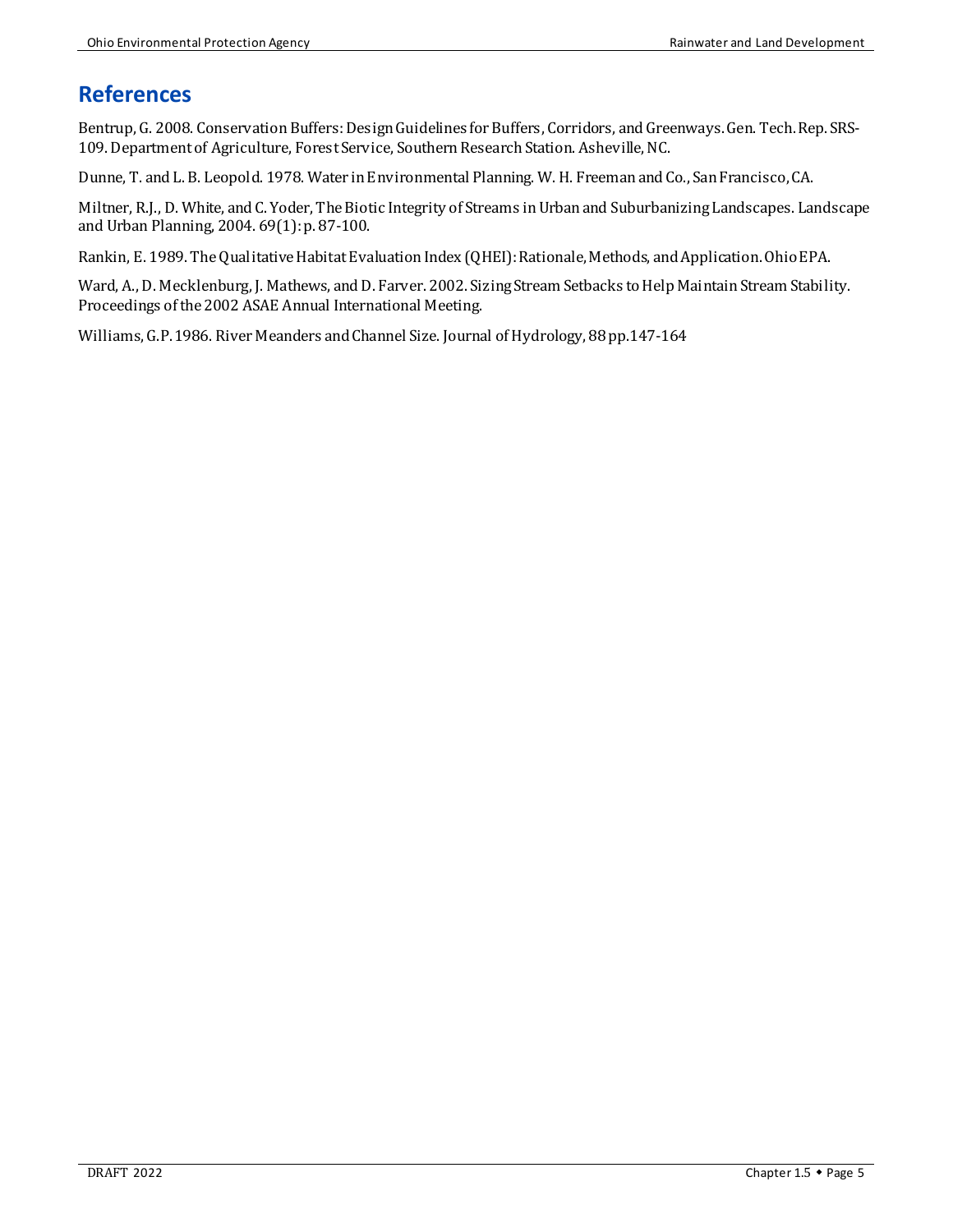## References

Bentrup, G. 2008. Conservation Buffers: Design Guidelines for Buffers, Corridors, and Greenways. Gen. Tech. Rep. SRS-109. Department of Agriculture, Forest Service, Southern Research Station. Asheville, NC.

Dunne, T. and L. B. Leopold. 1978. Water in Environmental Planning. W. H. Freeman and Co., San Francisco, CA.

Miltner, R.J., D. White, and C. Yoder, The Biotic Integrity of Streams in Urban and Suburbanizing Landscapes. Landscape and Urban Planning, 2004. 69(1): p. 87-100.

Rankin, E. 1989. The Qualitative Habitat Evaluation Index (QHEI): Rationale, Methods, and Application. Ohio EPA.

Ward, A., D. Mecklenburg, J. Mathews, and D. Farver. 2002. Sizing Stream Setbacks to Help Maintain Stream Stability. Proceedings of the 2002 ASAE Annual International Meeting.

Williams, G.P. 1986. River Meanders and Channel Size. Journal of Hydrology, 88 pp.147-164